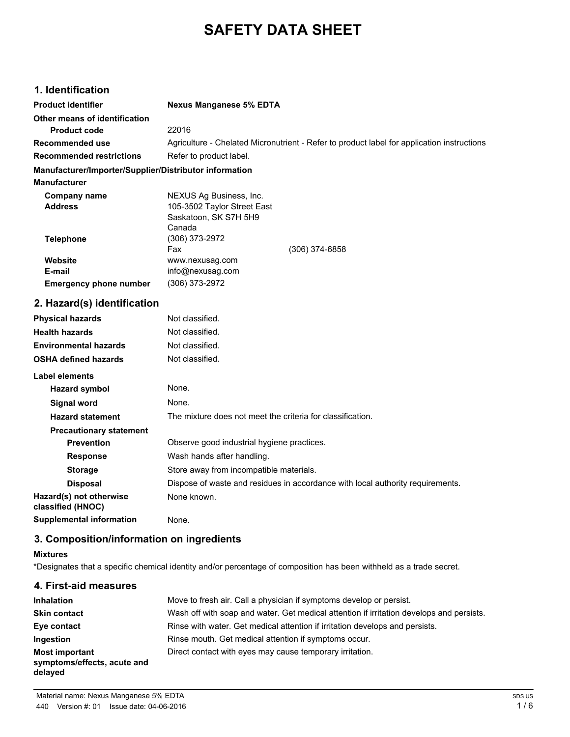# SAFETY DATA SHEET

## 1. Identification

**Product identifier** **Nexus Manganese 5% EDTA**

**Other means of identification**

**Product code** 22016

**Recommended use** Agriculture - Chelated Micronutrient - Refer to product label for application instructions

**Recommended restrictions** Refer to product label.

**Manufacturer/Importer/Supplier/Distributor information**

**Manufacturer**

| | |
|---|---|
| **Company name** | NEXUS Ag Business, Inc. |
| **Address** | 105-3502 Taylor Street East<br>Saskatoon, SK S7H 5H9<br>Canada |
| **Telephone** | (306) 373-2972 |
| Fax | (306) 374-6858 |
| **Website** | www.nexusag.com |
| **E-mail** | info@nexusag.com |
| **Emergency phone number** | (306) 373-2972 |

## 2. Hazard(s) identification

**Physical hazards** Not classified.

**Health hazards** Not classified.

**Environmental hazards** Not classified.

**OSHA defined hazards** Not classified.

**Label elements**

**Hazard symbol** None.

**Signal word** None.

**Hazard statement** The mixture does not meet the criteria for classification.

**Precautionary statement**

**Prevention** Observe good industrial hygiene practices.

**Response** Wash hands after handling.

**Storage** Store away from incompatible materials.

**Disposal** Dispose of waste and residues in accordance with local authority requirements.

**Hazard(s) not otherwise classified (HNOC)** None known.

**Supplemental information** None.

## 3. Composition/information on ingredients

**Mixtures**

*Designates that a specific chemical identity and/or percentage of composition has been withheld as a trade secret.

## 4. First-aid measures

**Inhalation** Move to fresh air. Call a physician if symptoms develop or persist.

**Skin contact** Wash off with soap and water. Get medical attention if irritation develops and persists.

**Eye contact** Rinse with water. Get medical attention if irritation develops and persists.

**Ingestion** Rinse mouth. Get medical attention if symptoms occur.

**Most important symptoms/effects, acute and delayed** Direct contact with eyes may cause temporary irritation.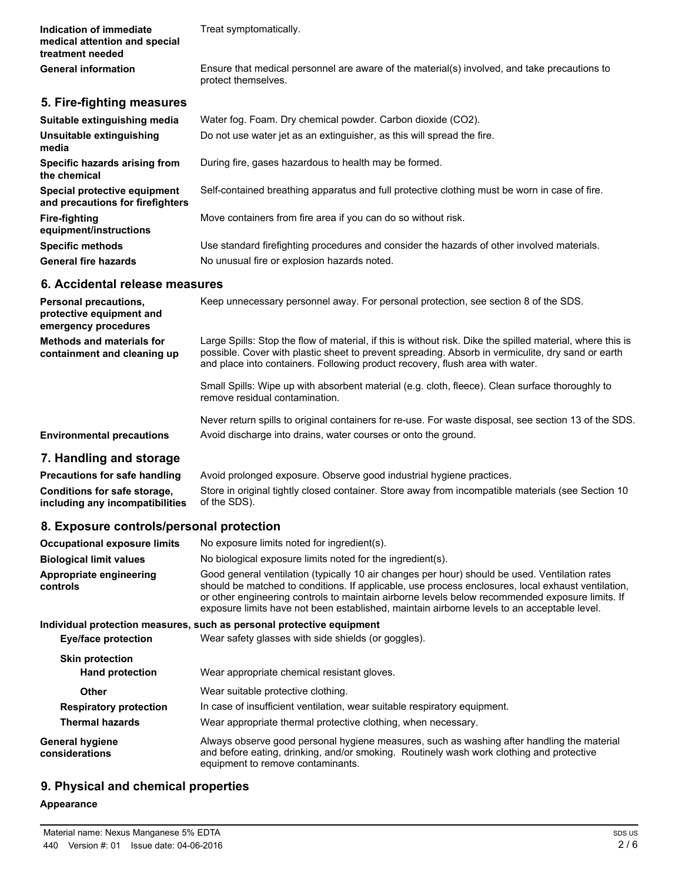**Indication of immediate medical attention and special treatment needed** Treat symptomatically.

**General information** Ensure that medical personnel are aware of the material(s) involved, and take precautions to protect themselves.

## 5. Fire-fighting measures

**Suitable extinguishing media** Water fog. Foam. Dry chemical powder. Carbon dioxide ($CO_2$).

**Unsuitable extinguishing media** Do not use water jet as an extinguisher, as this will spread the fire.

**Specific hazards arising from the chemical** During fire, gases hazardous to health may be formed.

**Special protective equipment and precautions for firefighters** Self-contained breathing apparatus and full protective clothing must be worn in case of fire.

**Fire-fighting equipment/instructions** Move containers from fire area if you can do so without risk.

**Specific methods** Use standard firefighting procedures and consider the hazards of other involved materials.

**General fire hazards** No unusual fire or explosion hazards noted.

## 6. Accidental release measures

**Personal precautions, protective equipment and emergency procedures** Keep unnecessary personnel away. For personal protection, see section 8 of the SDS.

**Methods and materials for containment and cleaning up** Large Spills: Stop the flow of material, if this is without risk. Dike the spilled material, where this is possible. Cover with plastic sheet to prevent spreading. Absorb in vermiculite, dry sand or earth and place into containers. Following product recovery, flush area with water.

Small Spills: Wipe up with absorbent material (e.g. cloth, fleece). Clean surface thoroughly to remove residual contamination.

Never return spills to original containers for re-use. For waste disposal, see section 13 of the SDS.

**Environmental precautions** Avoid discharge into drains, water courses or onto the ground.

## 7. Handling and storage

**Precautions for safe handling** Avoid prolonged exposure. Observe good industrial hygiene practices.

**Conditions for safe storage, including any incompatibilities** Store in original tightly closed container. Store away from incompatible materials (see Section 10 of the SDS).

## 8. Exposure controls/personal protection

**Occupational exposure limits** No exposure limits noted for ingredient(s).

**Biological limit values** No biological exposure limits noted for the ingredient(s).

**Appropriate engineering controls** Good general ventilation (typically 10 air changes per hour) should be used. Ventilation rates should be matched to conditions. If applicable, use process enclosures, local exhaust ventilation, or other engineering controls to maintain airborne levels below recommended exposure limits. If exposure limits have not been established, maintain airborne levels to an acceptable level.

**Individual protection measures, such as personal protective equipment**

**Eye/face protection** Wear safety glasses with side shields (or goggles).

**Skin protection**

**Hand protection** Wear appropriate chemical resistant gloves.

**Other** Wear suitable protective clothing.

**Respiratory protection** In case of insufficient ventilation, wear suitable respiratory equipment.

**Thermal hazards** Wear appropriate thermal protective clothing, when necessary.

**General hygiene considerations** Always observe good personal hygiene measures, such as washing after handling the material and before eating, drinking, and/or smoking. Routinely wash work clothing and protective equipment to remove contaminants.

## 9. Physical and chemical properties

**Appearance**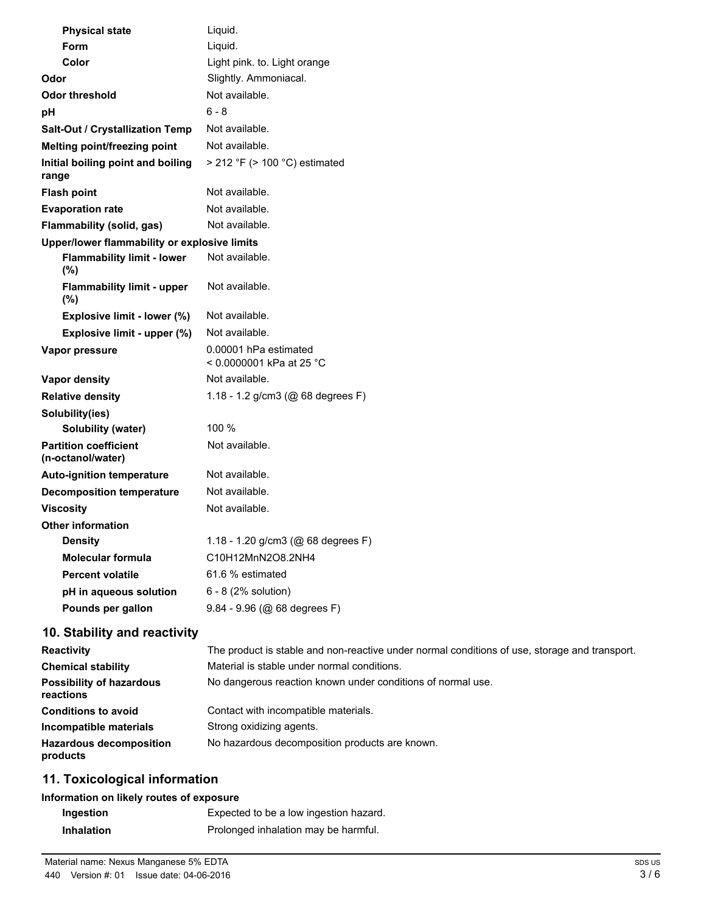| | |
|---|---|
| **Physical state** | Liquid. |
| **Form** | Liquid. |
| **Color** | Light pink. to. Light orange |
| **Odor** | Slightly. Ammoniacal. |
| **Odor threshold** | Not available. |
| **pH** | 6 - 8 |
| **Salt-Out / Crystallization Temp** | Not available. |
| **Melting point/freezing point** | Not available. |
| **Initial boiling point and boiling range** | > 212 °F (> 100 °C) estimated |
| **Flash point** | Not available. |
| **Evaporation rate** | Not available. |
| **Flammability (solid, gas)** | Not available. |
| **Upper/lower flammability or explosive limits** | |
| **Flammability limit - lower (%)** | Not available. |
| **Flammability limit - upper (%)** | Not available. |
| **Explosive limit - lower (%)** | Not available. |
| **Explosive limit - upper (%)** | Not available. |
| **Vapor pressure** | 0.00001 hPa estimated < 0.0000001 kPa at 25 °C |
| **Vapor density** | Not available. |
| **Relative density** | 1.18 - 1.2 g/cm3 (@ 68 degrees F) |
| **Solubility(ies)** | |
| **Solubility (water)** | 100 % |
| **Partition coefficient (n-octanol/water)** | Not available. |
| **Auto-ignition temperature** | Not available. |
| **Decomposition temperature** | Not available. |
| **Viscosity** | Not available. |
| **Other information** | |
| **Density** | 1.18 - 1.20 g/cm3 (@ 68 degrees F) |
| **Molecular formula** | C10H12MnN2O8.2NH4 |
| **Percent volatile** | 61.6 % estimated |
| **pH in aqueous solution** | 6 - 8 (2% solution) |
| **Pounds per gallon** | 9.84 - 9.96 (@ 68 degrees F) |

## 10. Stability and reactivity

| | |
|---|---|
| **Reactivity** | The product is stable and non-reactive under normal conditions of use, storage and transport. |
| **Chemical stability** | Material is stable under normal conditions. |
| **Possibility of hazardous reactions** | No dangerous reaction known under conditions of normal use. |
| **Conditions to avoid** | Contact with incompatible materials. |
| **Incompatible materials** | Strong oxidizing agents. |
| **Hazardous decomposition products** | No hazardous decomposition products are known. |

## 11. Toxicological information

**Information on likely routes of exposure**

| | |
|---|---|
| **Ingestion** | Expected to be a low ingestion hazard. |
| **Inhalation** | Prolonged inhalation may be harmful. |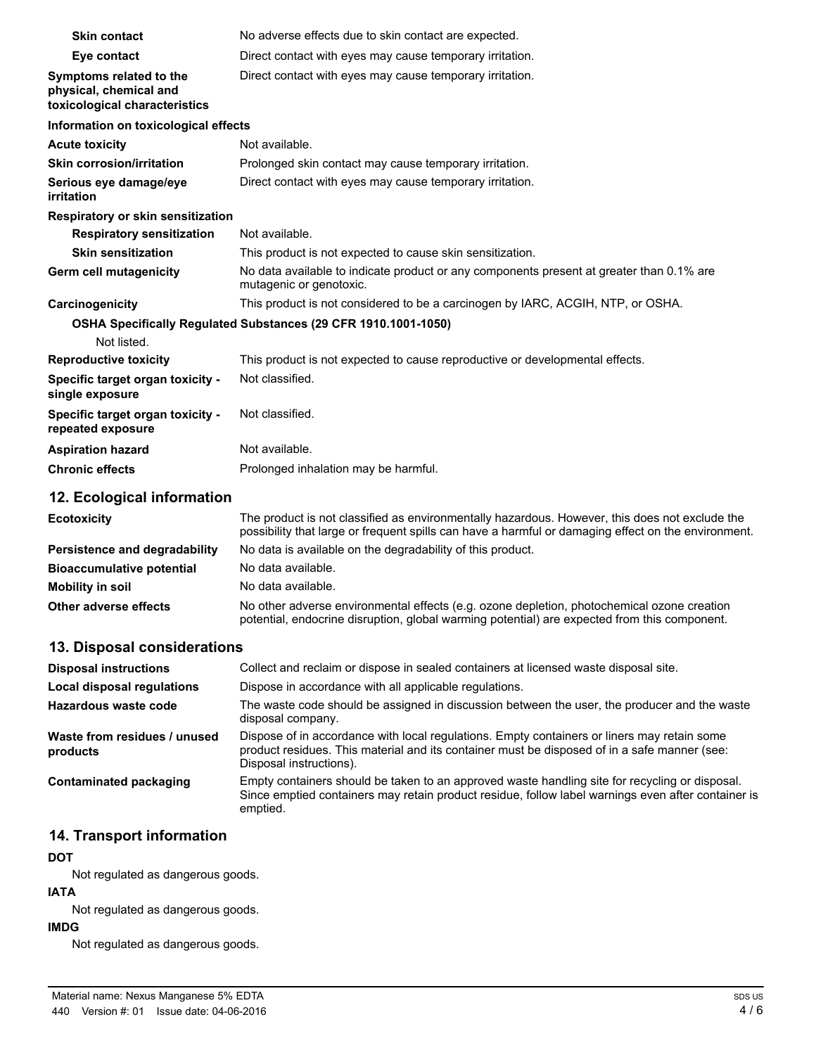| | |
|---|---|
| **Skin contact** | No adverse effects due to skin contact are expected. |
| **Eye contact** | Direct contact with eyes may cause temporary irritation. |
| **Symptoms related to the physical, chemical and toxicological characteristics** | Direct contact with eyes may cause temporary irritation. |

**Information on toxicological effects**

| | |
|---|---|
| **Acute toxicity** | Not available. |
| **Skin corrosion/irritation** | Prolonged skin contact may cause temporary irritation. |
| **Serious eye damage/eye irritation** | Direct contact with eyes may cause temporary irritation. |

**Respiratory or skin sensitization**

| | |
|---|---|
| **Respiratory sensitization** | Not available. |
| **Skin sensitization** | This product is not expected to cause skin sensitization. |
| **Germ cell mutagenicity** | No data available to indicate product or any components present at greater than 0.1% are mutagenic or genotoxic. |
| **Carcinogenicity** | This product is not considered to be a carcinogen by IARC, ACGIH, NTP, or OSHA. |

**OSHA Specifically Regulated Substances (29 CFR 1910.1001-1050)**

Not listed.

| | |
|---|---|
| **Reproductive toxicity** | This product is not expected to cause reproductive or developmental effects. |
| **Specific target organ toxicity - single exposure** | Not classified. |
| **Specific target organ toxicity - repeated exposure** | Not classified. |
| **Aspiration hazard** | Not available. |
| **Chronic effects** | Prolonged inhalation may be harmful. |

## 12. Ecological information

| | |
|---|---|
| **Ecotoxicity** | The product is not classified as environmentally hazardous. However, this does not exclude the possibility that large or frequent spills can have a harmful or damaging effect on the environment. |
| **Persistence and degradability** | No data is available on the degradability of this product. |
| **Bioaccumulative potential** | No data available. |
| **Mobility in soil** | No data available. |
| **Other adverse effects** | No other adverse environmental effects (e.g. ozone depletion, photochemical ozone creation potential, endocrine disruption, global warming potential) are expected from this component. |

## 13. Disposal considerations

| | |
|---|---|
| **Disposal instructions** | Collect and reclaim or dispose in sealed containers at licensed waste disposal site. |
| **Local disposal regulations** | Dispose in accordance with all applicable regulations. |
| **Hazardous waste code** | The waste code should be assigned in discussion between the user, the producer and the waste disposal company. |
| **Waste from residues / unused products** | Dispose of in accordance with local regulations. Empty containers or liners may retain some product residues. This material and its container must be disposed of in a safe manner (see: Disposal instructions). |
| **Contaminated packaging** | Empty containers should be taken to an approved waste handling site for recycling or disposal. Since emptied containers may retain product residue, follow label warnings even after container is emptied. |

## 14. Transport information

**DOT**

Not regulated as dangerous goods.

**IATA**

Not regulated as dangerous goods.

**IMDG**

Not regulated as dangerous goods.

Material name: Nexus Manganese 5% EDTA
440 Version #: 01 Issue date: 04-06-2016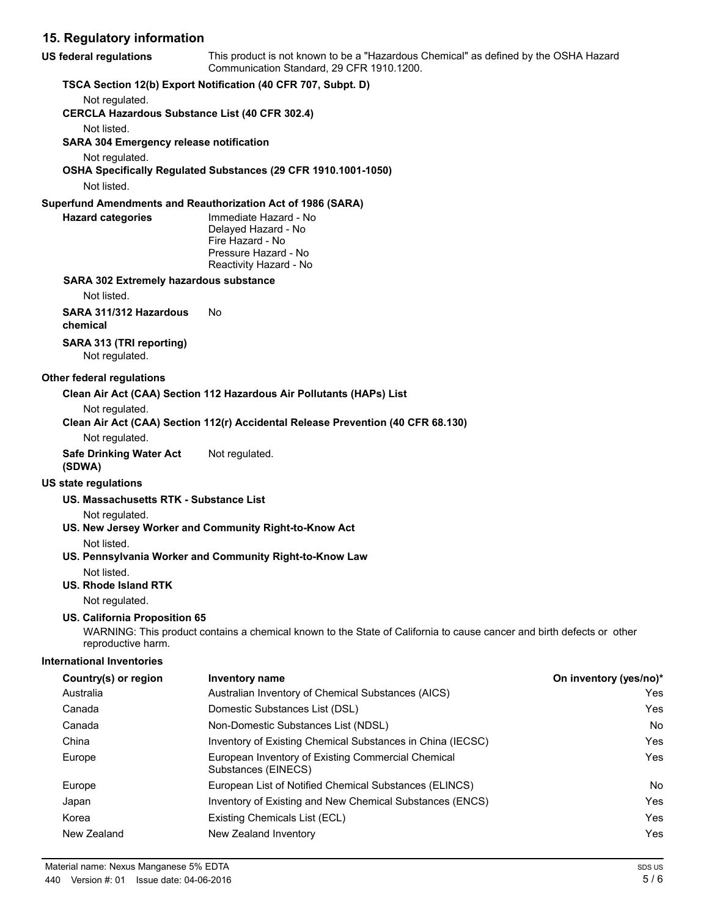## 15. Regulatory information

**US federal regulations** This product is not known to be a "Hazardous Chemical" as defined by the OSHA Hazard Communication Standard, 29 CFR 1910.1200.

**TSCA Section 12(b) Export Notification (40 CFR 707, Subpt. D)**

Not regulated.

**CERCLA Hazardous Substance List (40 CFR 302.4)**

Not listed.

**SARA 304 Emergency release notification**

Not regulated.

**OSHA Specifically Regulated Substances (29 CFR 1910.1001-1050)**

Not listed.

**Superfund Amendments and Reauthorization Act of 1986 (SARA)**

**Hazard categories**
Immediate Hazard - No
Delayed Hazard - No
Fire Hazard - No
Pressure Hazard - No
Reactivity Hazard - No

**SARA 302 Extremely hazardous substance**

Not listed.

**SARA 311/312 Hazardous chemical** No

**SARA 313 (TRI reporting)**

Not regulated.

**Other federal regulations**

**Clean Air Act (CAA) Section 112 Hazardous Air Pollutants (HAPs) List**

Not regulated.

**Clean Air Act (CAA) Section 112(r) Accidental Release Prevention (40 CFR 68.130)**

Not regulated.

**Safe Drinking Water Act (SDWA)** Not regulated.

**US state regulations**

**US. Massachusetts RTK - Substance List**

Not regulated.

**US. New Jersey Worker and Community Right-to-Know Act**

Not listed.

**US. Pennsylvania Worker and Community Right-to-Know Law**

Not listed.

**US. Rhode Island RTK**

Not regulated.

**US. California Proposition 65**

WARNING: This product contains a chemical known to the State of California to cause cancer and birth defects or other reproductive harm.

**International Inventories**

| Country(s) or region | Inventory name | On inventory (yes/no)* |
|---|---|---|
| Australia | Australian Inventory of Chemical Substances (AICS) | Yes |
| Canada | Domestic Substances List (DSL) | Yes |
| Canada | Non-Domestic Substances List (NDSL) | No |
| China | Inventory of Existing Chemical Substances in China (IECSC) | Yes |
| Europe | European Inventory of Existing Commercial Chemical Substances (EINECS) | Yes |
| Europe | European List of Notified Chemical Substances (ELINCS) | No |
| Japan | Inventory of Existing and New Chemical Substances (ENCS) | Yes |
| Korea | Existing Chemicals List (ECL) | Yes |
| New Zealand | New Zealand Inventory | Yes |

Material name: Nexus Manganese 5% EDTA
440 Version #: 01 Issue date: 04-06-2016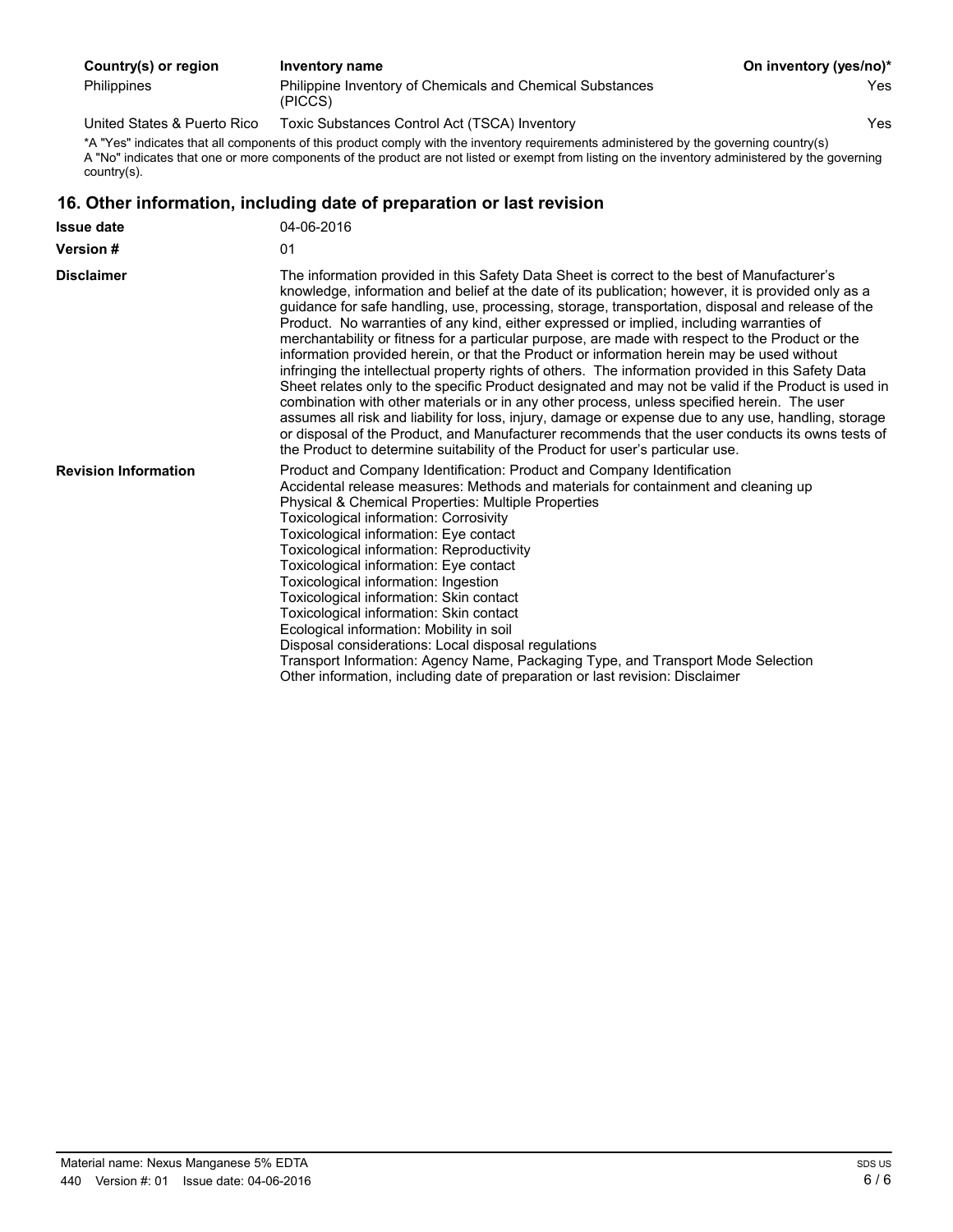| Country(s) or region | Inventory name | On inventory (yes/no)* |
|---|---|---|
| Philippines | Philippine Inventory of Chemicals and Chemical Substances (PICCS) | Yes |
| United States & Puerto Rico | Toxic Substances Control Act (TSCA) Inventory | Yes |

*A "Yes" indicates that all components of this product comply with the inventory requirements administered by the governing country(s)
A "No" indicates that one or more components of the product are not listed or exempt from listing on the inventory administered by the governing country(s).

## 16. Other information, including date of preparation or last revision

**Issue date** 04-06-2016

**Version #** 01

**Disclaimer** The information provided in this Safety Data Sheet is correct to the best of Manufacturer's knowledge, information and belief at the date of its publication; however, it is provided only as a guidance for safe handling, use, processing, storage, transportation, disposal and release of the Product. No warranties of any kind, either expressed or implied, including warranties of merchantability or fitness for a particular purpose, are made with respect to the Product or the information provided herein, or that the Product or information herein may be used without infringing the intellectual property rights of others. The information provided in this Safety Data Sheet relates only to the specific Product designated and may not be valid if the Product is used in combination with other materials or in any other process, unless specified herein. The user assumes all risk and liability for loss, injury, damage or expense due to any use, handling, storage or disposal of the Product, and Manufacturer recommends that the user conducts its owns tests of the Product to determine suitability of the Product for user's particular use.

**Revision Information**

Product and Company Identification: Product and Company Identification
Accidental release measures: Methods and materials for containment and cleaning up
Physical & Chemical Properties: Multiple Properties
Toxicological information: Corrosivity
Toxicological information: Eye contact
Toxicological information: Reproductivity
Toxicological information: Eye contact
Toxicological information: Ingestion
Toxicological information: Skin contact
Toxicological information: Skin contact
Ecological information: Mobility in soil
Disposal considerations: Local disposal regulations
Transport Information: Agency Name, Packaging Type, and Transport Mode Selection
Other information, including date of preparation or last revision: Disclaimer